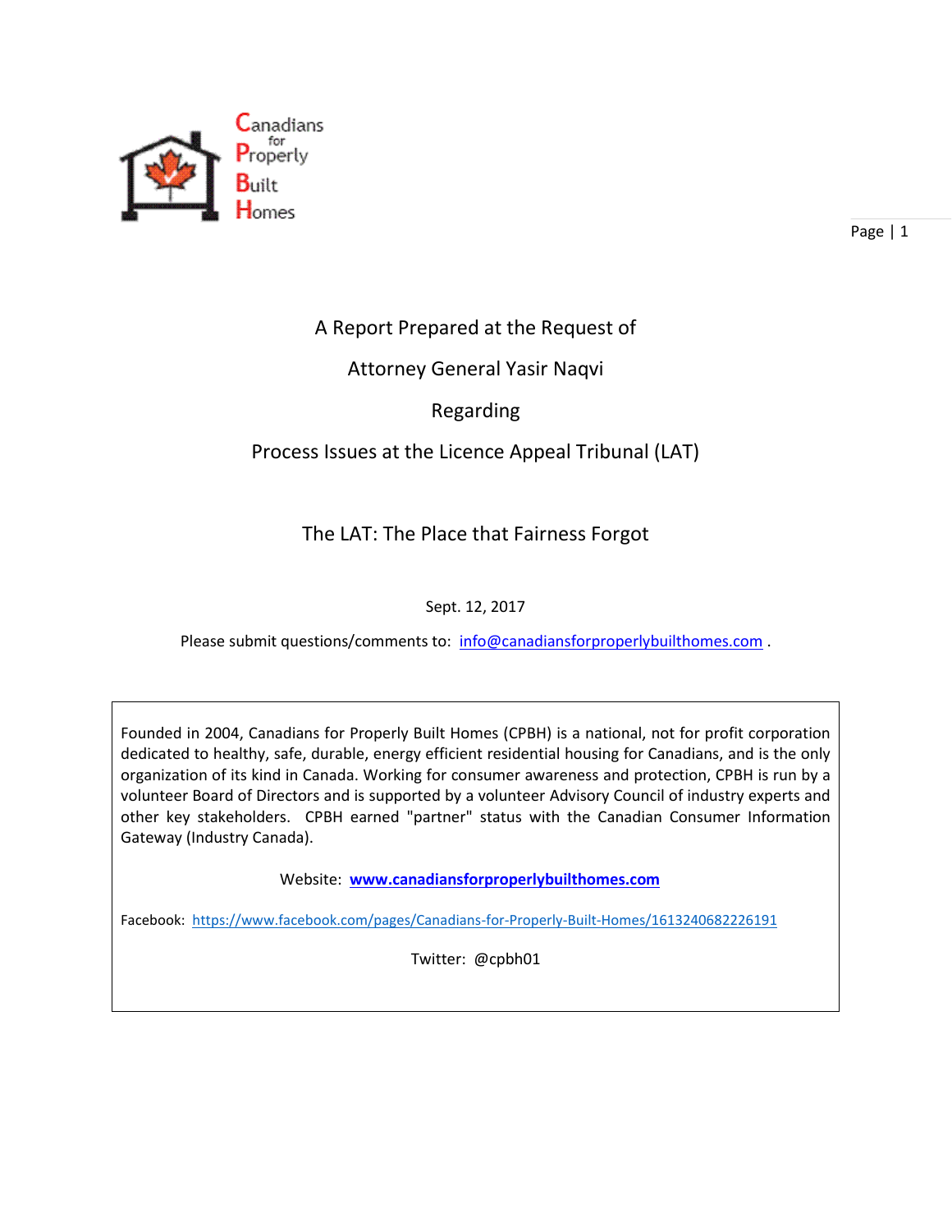Canadians for Properly Built Homes

A Report Prepared at the Request of

Attorney General Yasir Naqvi

Regarding

Process Issues at the Licence Appeal Tribunal (LAT)

# The LAT: The Place that Fairness Forgot

Sept. 12, 2017

Please submit questions/comments to: info@canadiansforproperlybuilthomes.com .

Founded in 2004, Canadians for Properly Built Homes (CPBH) is a national, not for profit corporation dedicated to healthy, safe, durable, energy efficient residential housing for Canadians, and is the only organization of its kind in Canada. Working for consumer awareness and protection, CPBH is run by a volunteer Board of Directors and is supported by a volunteer Advisory Council of industry experts and other key stakeholders. CPBH earned "partner" status with the Canadian Consumer Information Gateway (Industry Canada).

Website: **www.canadiansforproperlybuilthomes.com**

Facebook: https://www.facebook.com/pages/Canadians-for-Properly-Built-Homes/1613240682226191

Twitter: @cpbh01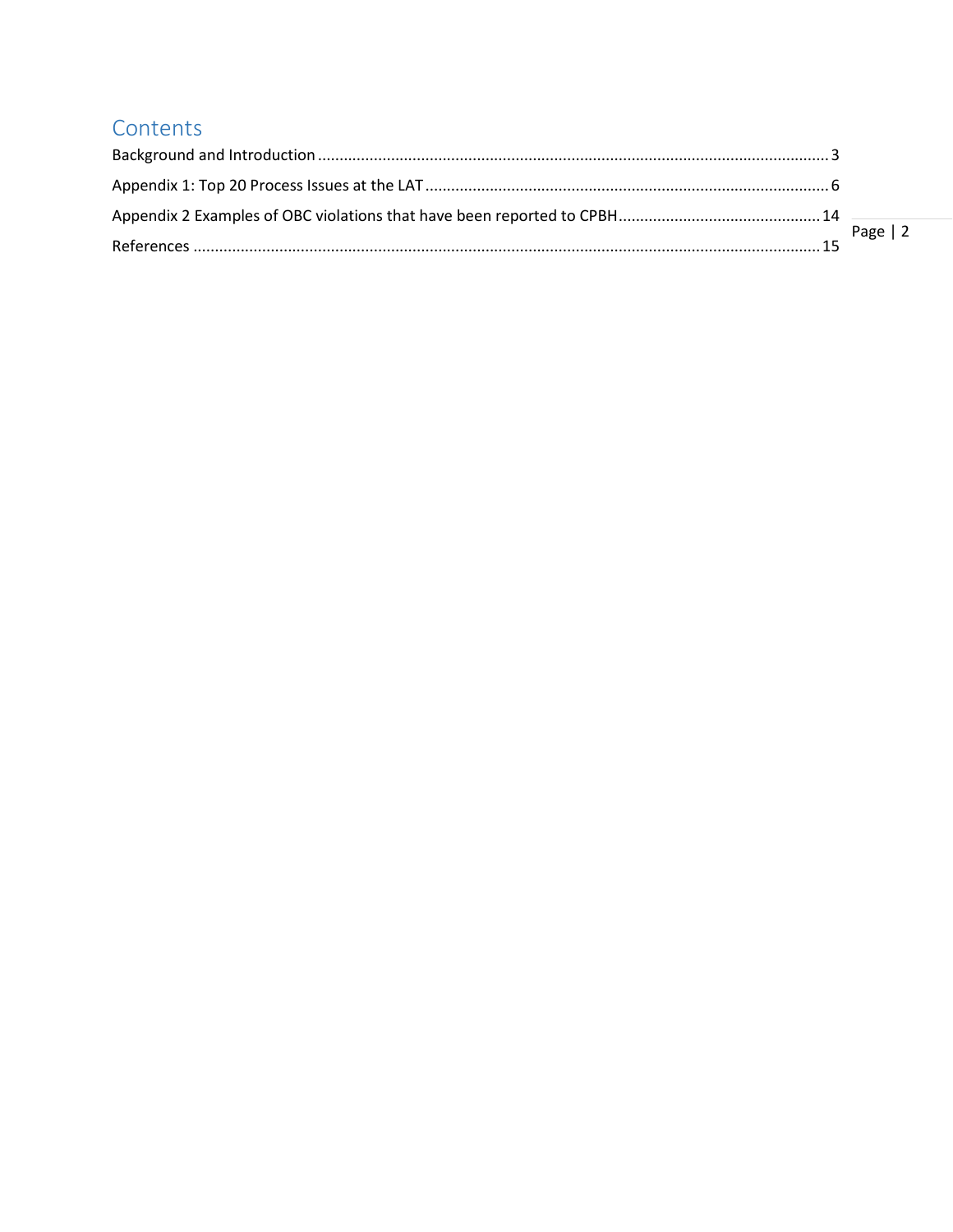# Contents

Background and Introduction ........................................................................................................................ 3

Appendix 1: Top 20 Process Issues at the LAT ............................................................................................. 6

Appendix 2 Examples of OBC violations that have been reported to CPBH .............................................. 14

References ................................................................................................................................................... 15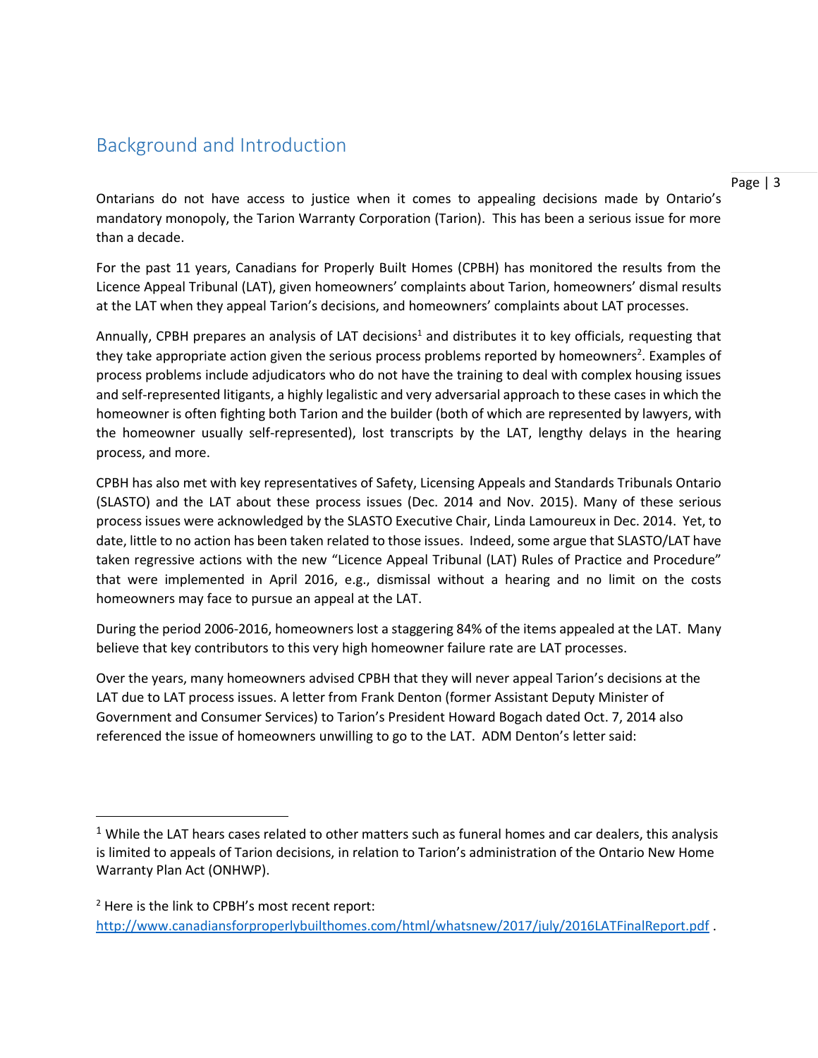## Background and Introduction

Ontarians do not have access to justice when it comes to appealing decisions made by Ontario's mandatory monopoly, the Tarion Warranty Corporation (Tarion). This has been a serious issue for more than a decade.

For the past 11 years, Canadians for Properly Built Homes (CPBH) has monitored the results from the Licence Appeal Tribunal (LAT), given homeowners' complaints about Tarion, homeowners' dismal results at the LAT when they appeal Tarion's decisions, and homeowners' complaints about LAT processes.

Annually, CPBH prepares an analysis of LAT decisions[1] and distributes it to key officials, requesting that they take appropriate action given the serious process problems reported by homeowners[2]. Examples of process problems include adjudicators who do not have the training to deal with complex housing issues and self-represented litigants, a highly legalistic and very adversarial approach to these cases in which the homeowner is often fighting both Tarion and the builder (both of which are represented by lawyers, with the homeowner usually self-represented), lost transcripts by the LAT, lengthy delays in the hearing process, and more.

CPBH has also met with key representatives of Safety, Licensing Appeals and Standards Tribunals Ontario (SLASTO) and the LAT about these process issues (Dec. 2014 and Nov. 2015). Many of these serious process issues were acknowledged by the SLASTO Executive Chair, Linda Lamoureux in Dec. 2014. Yet, to date, little to no action has been taken related to those issues. Indeed, some argue that SLASTO/LAT have taken regressive actions with the new "Licence Appeal Tribunal (LAT) Rules of Practice and Procedure" that were implemented in April 2016, e.g., dismissal without a hearing and no limit on the costs homeowners may face to pursue an appeal at the LAT.

During the period 2006-2016, homeowners lost a staggering 84% of the items appealed at the LAT. Many believe that key contributors to this very high homeowner failure rate are LAT processes.

Over the years, many homeowners advised CPBH that they will never appeal Tarion's decisions at the LAT due to LAT process issues. A letter from Frank Denton (former Assistant Deputy Minister of Government and Consumer Services) to Tarion's President Howard Bogach dated Oct. 7, 2014 also referenced the issue of homeowners unwilling to go to the LAT. ADM Denton's letter said:

---

[1] While the LAT hears cases related to other matters such as funeral homes and car dealers, this analysis is limited to appeals of Tarion decisions, in relation to Tarion's administration of the Ontario New Home Warranty Plan Act (ONHWP).

[2] Here is the link to CPBH's most recent report: http://www.canadiansforproperlybuilthomes.com/html/whatsnew/2017/july/2016LATFinalReport.pdf .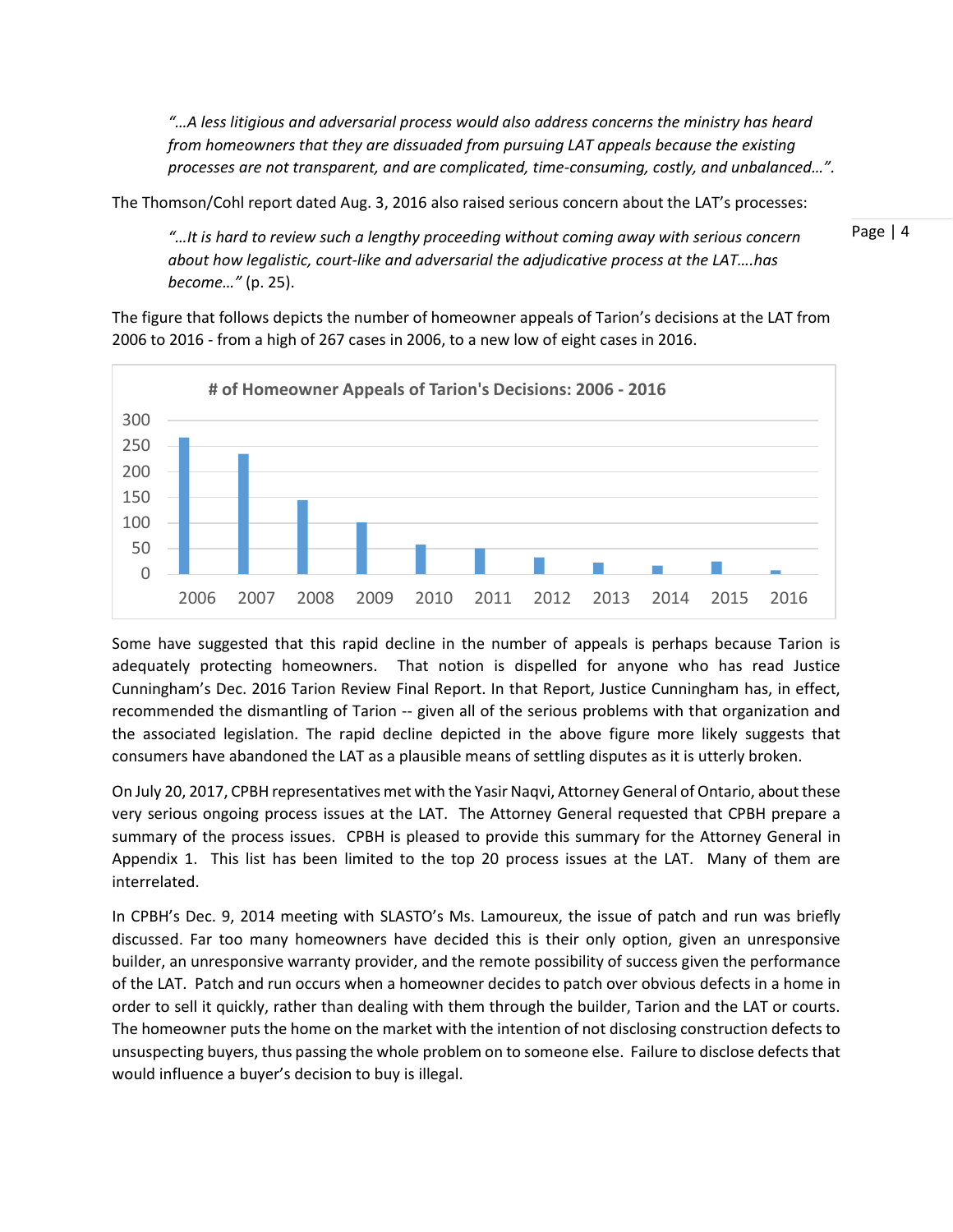*"…A less litigious and adversarial process would also address concerns the ministry has heard from homeowners that they are dissuaded from pursuing LAT appeals because the existing processes are not transparent, and are complicated, time-consuming, costly, and unbalanced…".*

The Thomson/Cohl report dated Aug. 3, 2016 also raised serious concern about the LAT's processes:

> *"…It is hard to review such a lengthy proceeding without coming away with serious concern about how legalistic, court-like and adversarial the adjudicative process at the LAT….has become…"* (p. 25).

The figure that follows depicts the number of homeowner appeals of Tarion's decisions at the LAT from 2006 to 2016 - from a high of 267 cases in 2006, to a new low of eight cases in 2016.

**# of Homeowner Appeals of Tarion's Decisions: 2006 - 2016**

Some have suggested that this rapid decline in the number of appeals is perhaps because Tarion is adequately protecting homeowners. That notion is dispelled for anyone who has read Justice Cunningham's Dec. 2016 Tarion Review Final Report. In that Report, Justice Cunningham has, in effect, recommended the dismantling of Tarion -- given all of the serious problems with that organization and the associated legislation. The rapid decline depicted in the above figure more likely suggests that consumers have abandoned the LAT as a plausible means of settling disputes as it is utterly broken.

On July 20, 2017, CPBH representatives met with the Yasir Naqvi, Attorney General of Ontario, about these very serious ongoing process issues at the LAT. The Attorney General requested that CPBH prepare a summary of the process issues. CPBH is pleased to provide this summary for the Attorney General in Appendix 1. This list has been limited to the top 20 process issues at the LAT. Many of them are interrelated.

In CPBH's Dec. 9, 2014 meeting with SLASTO's Ms. Lamoureux, the issue of patch and run was briefly discussed. Far too many homeowners have decided this is their only option, given an unresponsive builder, an unresponsive warranty provider, and the remote possibility of success given the performance of the LAT. Patch and run occurs when a homeowner decides to patch over obvious defects in a home in order to sell it quickly, rather than dealing with them through the builder, Tarion and the LAT or courts. The homeowner puts the home on the market with the intention of not disclosing construction defects to unsuspecting buyers, thus passing the whole problem on to someone else. Failure to disclose defects that would influence a buyer's decision to buy is illegal.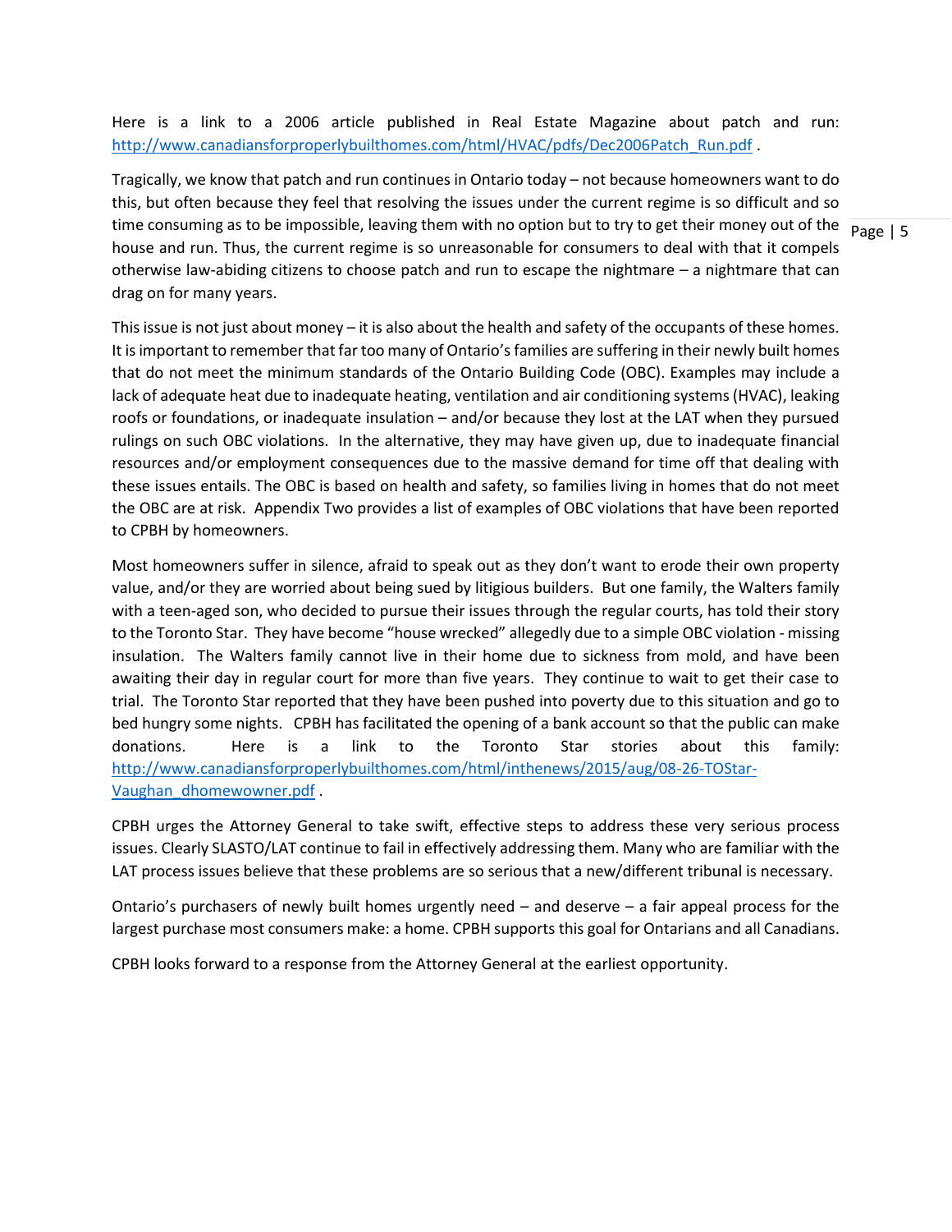Here is a link to a 2006 article published in Real Estate Magazine about patch and run: [http://www.canadiansforproperlybuilthomes.com/html/HVAC/pdfs/Dec2006Patch_Run.pdf](http://www.canadiansforproperlybuilthomes.com/html/HVAC/pdfs/Dec2006Patch_Run.pdf) .

Tragically, we know that patch and run continues in Ontario today – not because homeowners want to do this, but often because they feel that resolving the issues under the current regime is so difficult and so time consuming as to be impossible, leaving them with no option but to try to get their money out of the house and run. Thus, the current regime is so unreasonable for consumers to deal with that it compels otherwise law-abiding citizens to choose patch and run to escape the nightmare – a nightmare that can drag on for many years.

This issue is not just about money – it is also about the health and safety of the occupants of these homes. It is important to remember that far too many of Ontario's families are suffering in their newly built homes that do not meet the minimum standards of the Ontario Building Code (OBC). Examples may include a lack of adequate heat due to inadequate heating, ventilation and air conditioning systems (HVAC), leaking roofs or foundations, or inadequate insulation – and/or because they lost at the LAT when they pursued rulings on such OBC violations. In the alternative, they may have given up, due to inadequate financial resources and/or employment consequences due to the massive demand for time off that dealing with these issues entails. The OBC is based on health and safety, so families living in homes that do not meet the OBC are at risk. Appendix Two provides a list of examples of OBC violations that have been reported to CPBH by homeowners.

Most homeowners suffer in silence, afraid to speak out as they don't want to erode their own property value, and/or they are worried about being sued by litigious builders. But one family, the Walters family with a teen-aged son, who decided to pursue their issues through the regular courts, has told their story to the Toronto Star. They have become "house wrecked" allegedly due to a simple OBC violation - missing insulation. The Walters family cannot live in their home due to sickness from mold, and have been awaiting their day in regular court for more than five years. They continue to wait to get their case to trial. The Toronto Star reported that they have been pushed into poverty due to this situation and go to bed hungry some nights. CPBH has facilitated the opening of a bank account so that the public can make donations. Here is a link to the Toronto Star stories about this family: [http://www.canadiansforproperlybuilthomes.com/html/inthenews/2015/aug/08-26-TOStar-Vaughan_dhomewowner.pdf](http://www.canadiansforproperlybuilthomes.com/html/inthenews/2015/aug/08-26-TOStar-Vaughan_dhomewowner.pdf) .

CPBH urges the Attorney General to take swift, effective steps to address these very serious process issues. Clearly SLASTO/LAT continue to fail in effectively addressing them. Many who are familiar with the LAT process issues believe that these problems are so serious that a new/different tribunal is necessary.

Ontario's purchasers of newly built homes urgently need – and deserve – a fair appeal process for the largest purchase most consumers make: a home. CPBH supports this goal for Ontarians and all Canadians.

CPBH looks forward to a response from the Attorney General at the earliest opportunity.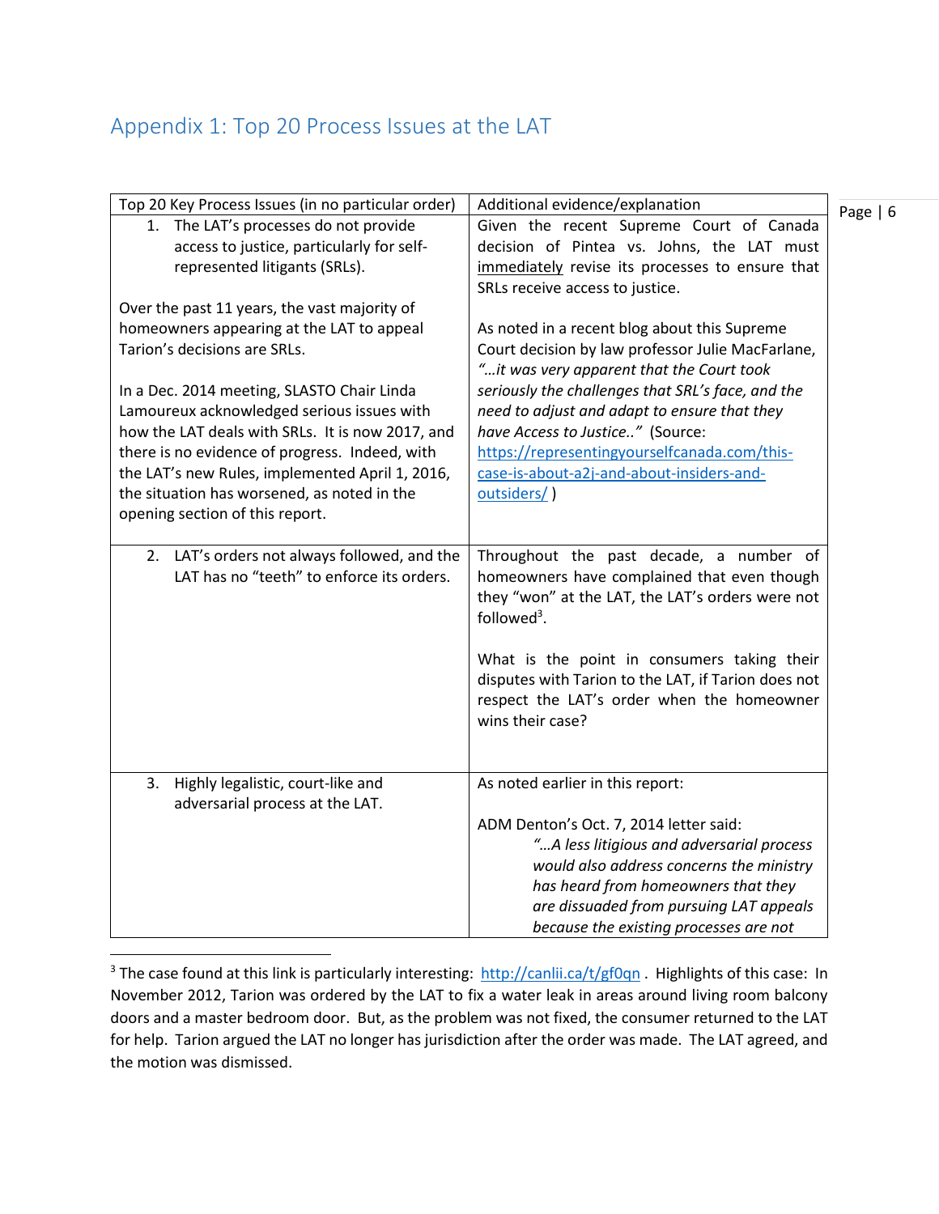## Appendix 1: Top 20 Process Issues at the LAT

| Top 20 Key Process Issues (in no particular order) | Additional evidence/explanation |
|---|---|
| 1. The LAT's processes do not provide access to justice, particularly for self-represented litigants (SRLs).<br><br>Over the past 11 years, the vast majority of homeowners appearing at the LAT to appeal Tarion's decisions are SRLs.<br><br>In a Dec. 2014 meeting, SLASTO Chair Linda Lamoureux acknowledged serious issues with how the LAT deals with SRLs. It is now 2017, and there is no evidence of progress. Indeed, with the LAT's new Rules, implemented April 1, 2016, the situation has worsened, as noted in the opening section of this report. | Given the recent Supreme Court of Canada decision of Pintea vs. Johns, the LAT must <u>immediately</u> revise its processes to ensure that SRLs receive access to justice.<br><br>As noted in a recent blog about this Supreme Court decision by law professor Julie MacFarlane, *"…it was very apparent that the Court took seriously the challenges that SRL's face, and the need to adjust and adapt to ensure that they have Access to Justice.."* (Source: [https://representingyourselfcanada.com/this-case-is-about-a2j-and-about-insiders-and-outsiders/](https://representingyourselfcanada.com/this-case-is-about-a2j-and-about-insiders-and-outsiders/) ) |
| 2. LAT's orders not always followed, and the LAT has no "teeth" to enforce its orders. | Throughout the past decade, a number of homeowners have complained that even though they "won" at the LAT, the LAT's orders were not followed[3].<br><br>What is the point in consumers taking their disputes with Tarion to the LAT, if Tarion does not respect the LAT's order when the homeowner wins their case? |
| 3. Highly legalistic, court-like and adversarial process at the LAT. | As noted earlier in this report:<br><br>ADM Denton's Oct. 7, 2014 letter said:<br>*"…A less litigious and adversarial process would also address concerns the ministry has heard from homeowners that they are dissuaded from pursuing LAT appeals because the existing processes are not* |

[3] The case found at this link is particularly interesting: [http://canlii.ca/t/gf0qn](http://canlii.ca/t/gf0qn) . Highlights of this case: In November 2012, Tarion was ordered by the LAT to fix a water leak in areas around living room balcony doors and a master bedroom door. But, as the problem was not fixed, the consumer returned to the LAT for help. Tarion argued the LAT no longer has jurisdiction after the order was made. The LAT agreed, and the motion was dismissed.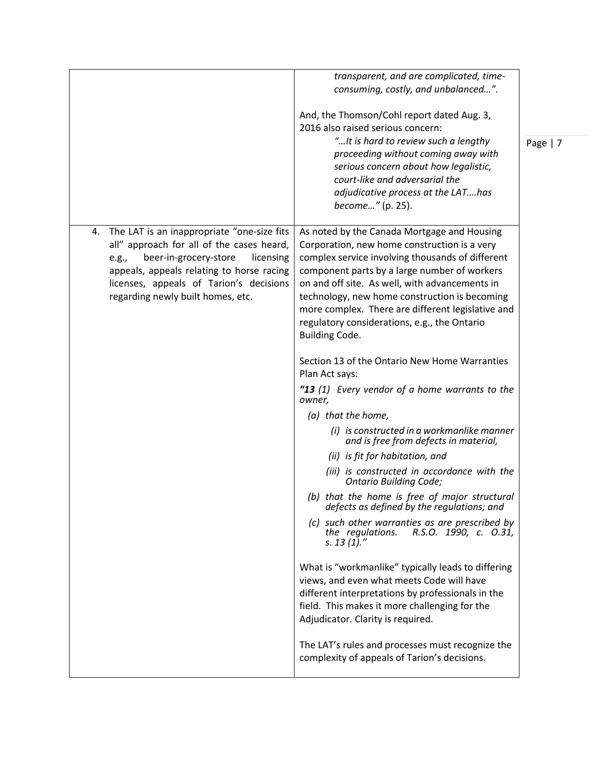| | |
|---|---|
| | *transparent, and are complicated, time-consuming, costly, and unbalanced…".*<br><br>And, the Thomson/Cohl report dated Aug. 3, 2016 also raised serious concern:<br>*"…It is hard to review such a lengthy proceeding without coming away with serious concern about how legalistic, court-like and adversarial the adjudicative process at the LAT….has become…"* (p. 25). |
| 4. The LAT is an inappropriate "one-size fits all" approach for all of the cases heard, e.g., beer-in-grocery-store licensing appeals, appeals relating to horse racing licenses, appeals of Tarion's decisions regarding newly built homes, etc. | As noted by the Canada Mortgage and Housing Corporation, new home construction is a very complex service involving thousands of different component parts by a large number of workers on and off site. As well, with advancements in technology, new home construction is becoming more complex. There are different legislative and regulatory considerations, e.g., the Ontario Building Code.<br><br>Section 13 of the Ontario New Home Warranties Plan Act says:<br>***"13** (1) Every vendor of a home warrants to the owner,*<br>*(a) that the home,*<br>*(i) is constructed in a workmanlike manner and is free from defects in material,*<br>*(ii) is fit for habitation, and*<br>*(iii) is constructed in accordance with the Ontario Building Code;*<br>*(b) that the home is free of major structural defects as defined by the regulations; and*<br>*(c) such other warranties as are prescribed by the regulations. R.S.O. 1990, c. O.31, s. 13 (1)."*<br><br>What is "workmanlike" typically leads to differing views, and even what meets Code will have different interpretations by professionals in the field. This makes it more challenging for the Adjudicator. Clarity is required.<br><br>The LAT's rules and processes must recognize the complexity of appeals of Tarion's decisions. |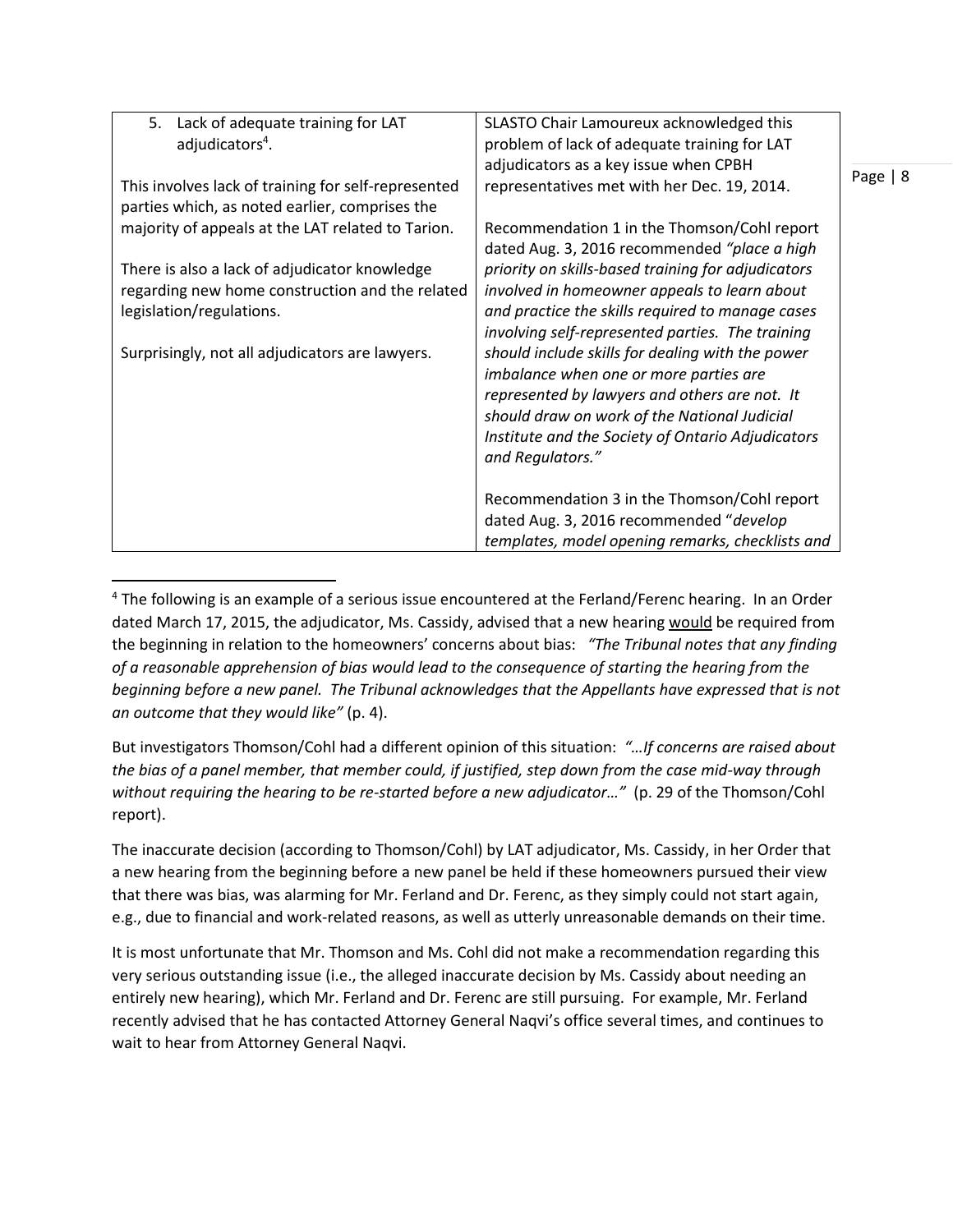| | |
|---|---|
| 5. Lack of adequate training for LAT adjudicators[4].<br><br>This involves lack of training for self-represented parties which, as noted earlier, comprises the majority of appeals at the LAT related to Tarion.<br><br>There is also a lack of adjudicator knowledge regarding new home construction and the related legislation/regulations.<br><br>Surprisingly, not all adjudicators are lawyers. | SLASTO Chair Lamoureux acknowledged this problem of lack of adequate training for LAT adjudicators as a key issue when CPBH representatives met with her Dec. 19, 2014.<br><br>Recommendation 1 in the Thomson/Cohl report dated Aug. 3, 2016 recommended *"place a high priority on skills-based training for adjudicators involved in homeowner appeals to learn about and practice the skills required to manage cases involving self-represented parties. The training should include skills for dealing with the power imbalance when one or more parties are represented by lawyers and others are not. It should draw on work of the National Judicial Institute and the Society of Ontario Adjudicators and Regulators."*<br><br>Recommendation 3 in the Thomson/Cohl report dated Aug. 3, 2016 recommended "*develop templates, model opening remarks, checklists and* |

[4] The following is an example of a serious issue encountered at the Ferland/Ferenc hearing. In an Order dated March 17, 2015, the adjudicator, Ms. Cassidy, advised that a new hearing would be required from the beginning in relation to the homeowners' concerns about bias: *"The Tribunal notes that any finding of a reasonable apprehension of bias would lead to the consequence of starting the hearing from the beginning before a new panel. The Tribunal acknowledges that the Appellants have expressed that is not an outcome that they would like"* (p. 4).

But investigators Thomson/Cohl had a different opinion of this situation: *"…If concerns are raised about the bias of a panel member, that member could, if justified, step down from the case mid-way through without requiring the hearing to be re-started before a new adjudicator…"* (p. 29 of the Thomson/Cohl report).

The inaccurate decision (according to Thomson/Cohl) by LAT adjudicator, Ms. Cassidy, in her Order that a new hearing from the beginning before a new panel be held if these homeowners pursued their view that there was bias, was alarming for Mr. Ferland and Dr. Ferenc, as they simply could not start again, e.g., due to financial and work-related reasons, as well as utterly unreasonable demands on their time.

It is most unfortunate that Mr. Thomson and Ms. Cohl did not make a recommendation regarding this very serious outstanding issue (i.e., the alleged inaccurate decision by Ms. Cassidy about needing an entirely new hearing), which Mr. Ferland and Dr. Ferenc are still pursuing. For example, Mr. Ferland recently advised that he has contacted Attorney General Naqvi's office several times, and continues to wait to hear from Attorney General Naqvi.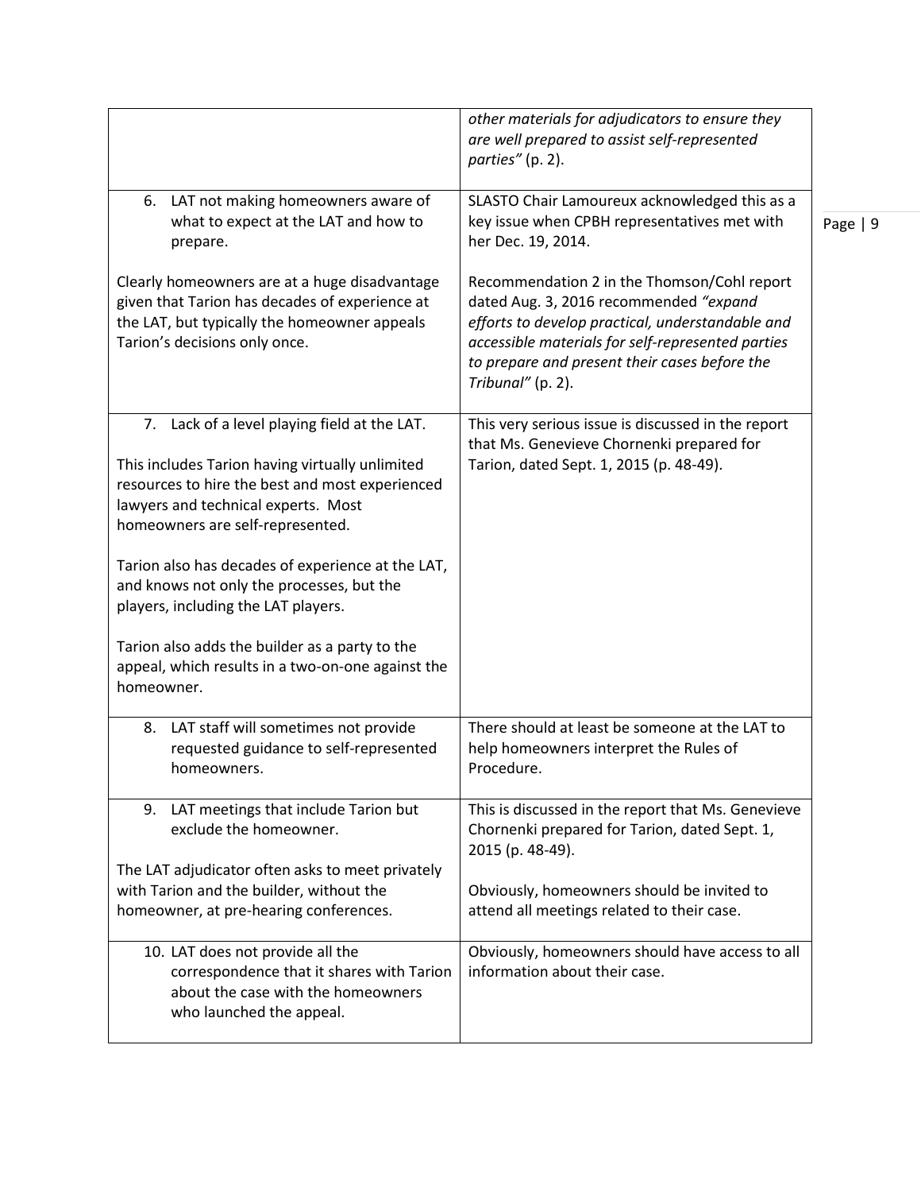| | |
|---|---|
| | *other materials for adjudicators to ensure they are well prepared to assist self-represented parties"* (p. 2). |
| 6. LAT not making homeowners aware of what to expect at the LAT and how to prepare.<br><br>Clearly homeowners are at a huge disadvantage given that Tarion has decades of experience at the LAT, but typically the homeowner appeals Tarion's decisions only once. | SLASTO Chair Lamoureux acknowledged this as a key issue when CPBH representatives met with her Dec. 19, 2014.<br><br>Recommendation 2 in the Thomson/Cohl report dated Aug. 3, 2016 recommended *"expand efforts to develop practical, understandable and accessible materials for self-represented parties to prepare and present their cases before the Tribunal"* (p. 2). |
| 7. Lack of a level playing field at the LAT.<br><br>This includes Tarion having virtually unlimited resources to hire the best and most experienced lawyers and technical experts. Most homeowners are self-represented.<br><br>Tarion also has decades of experience at the LAT, and knows not only the processes, but the players, including the LAT players.<br><br>Tarion also adds the builder as a party to the appeal, which results in a two-on-one against the homeowner. | This very serious issue is discussed in the report that Ms. Genevieve Chornenki prepared for Tarion, dated Sept. 1, 2015 (p. 48-49). |
| 8. LAT staff will sometimes not provide requested guidance to self-represented homeowners. | There should at least be someone at the LAT to help homeowners interpret the Rules of Procedure. |
| 9. LAT meetings that include Tarion but exclude the homeowner.<br><br>The LAT adjudicator often asks to meet privately with Tarion and the builder, without the homeowner, at pre-hearing conferences. | This is discussed in the report that Ms. Genevieve Chornenki prepared for Tarion, dated Sept. 1, 2015 (p. 48-49).<br><br>Obviously, homeowners should be invited to attend all meetings related to their case. |
| 10. LAT does not provide all the correspondence that it shares with Tarion about the case with the homeowners who launched the appeal. | Obviously, homeowners should have access to all information about their case. |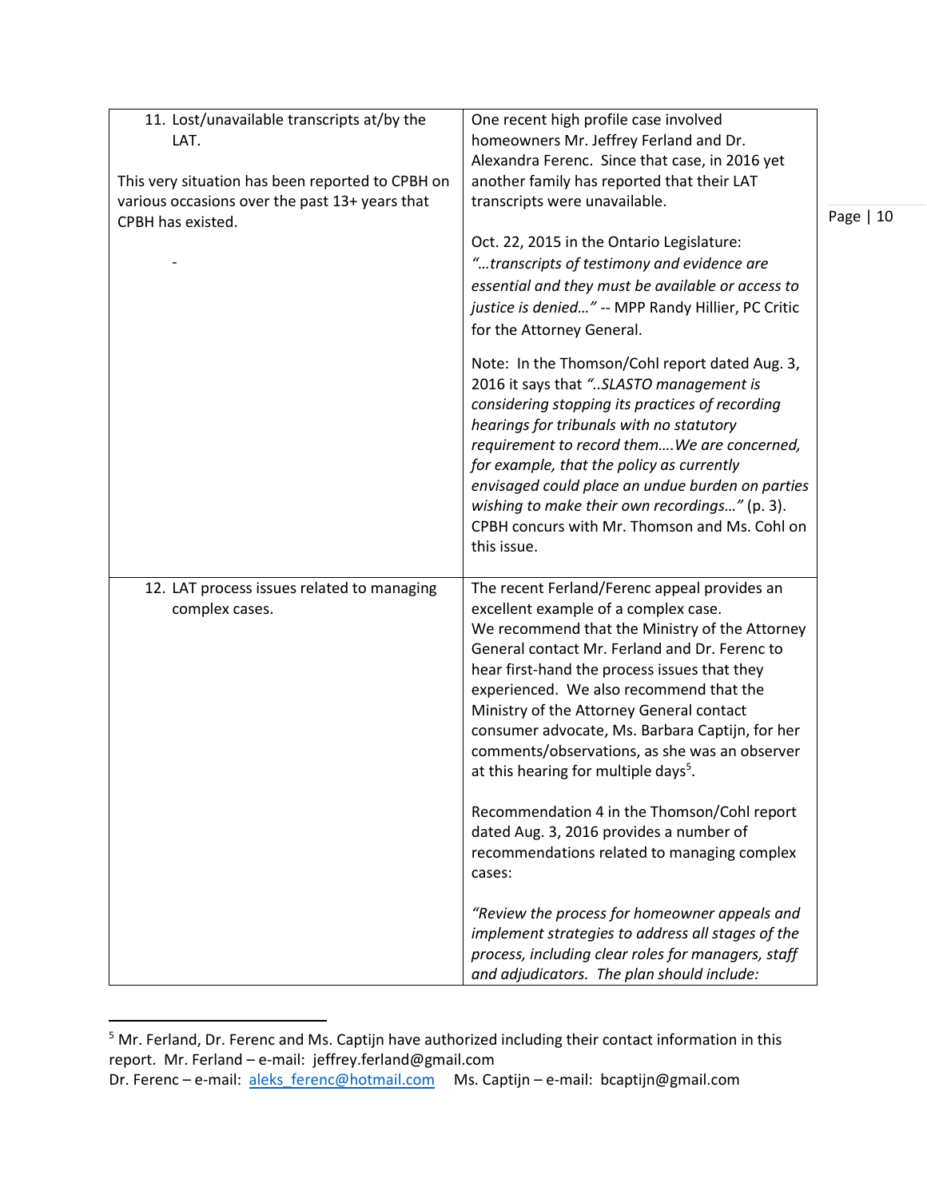| | |
|---|---|
| 11. Lost/unavailable transcripts at/by the LAT.<br><br>This very situation has been reported to CPBH on various occasions over the past 13+ years that CPBH has existed.<br><br>- | One recent high profile case involved homeowners Mr. Jeffrey Ferland and Dr. Alexandra Ferenc. Since that case, in 2016 yet another family has reported that their LAT transcripts were unavailable.<br><br>Oct. 22, 2015 in the Ontario Legislature: *"…transcripts of testimony and evidence are essential and they must be available or access to justice is denied…"* -- MPP Randy Hillier, PC Critic for the Attorney General.<br><br>Note: In the Thomson/Cohl report dated Aug. 3, 2016 it says that *"..SLASTO management is considering stopping its practices of recording hearings for tribunals with no statutory requirement to record them….We are concerned, for example, that the policy as currently envisaged could place an undue burden on parties wishing to make their own recordings…"* (p. 3). CPBH concurs with Mr. Thomson and Ms. Cohl on this issue. |
| 12. LAT process issues related to managing complex cases. | The recent Ferland/Ferenc appeal provides an excellent example of a complex case. We recommend that the Ministry of the Attorney General contact Mr. Ferland and Dr. Ferenc to hear first-hand the process issues that they experienced. We also recommend that the Ministry of the Attorney General contact consumer advocate, Ms. Barbara Captijn, for her comments/observations, as she was an observer at this hearing for multiple days[5].<br><br>Recommendation 4 in the Thomson/Cohl report dated Aug. 3, 2016 provides a number of recommendations related to managing complex cases:<br><br>*"Review the process for homeowner appeals and implement strategies to address all stages of the process, including clear roles for managers, staff and adjudicators. The plan should include:* |

[5] Mr. Ferland, Dr. Ferenc and Ms. Captijn have authorized including their contact information in this report. Mr. Ferland – e-mail: jeffrey.ferland@gmail.com
Dr. Ferenc – e-mail: aleks_ferenc@hotmail.com  Ms. Captijn – e-mail: bcaptijn@gmail.com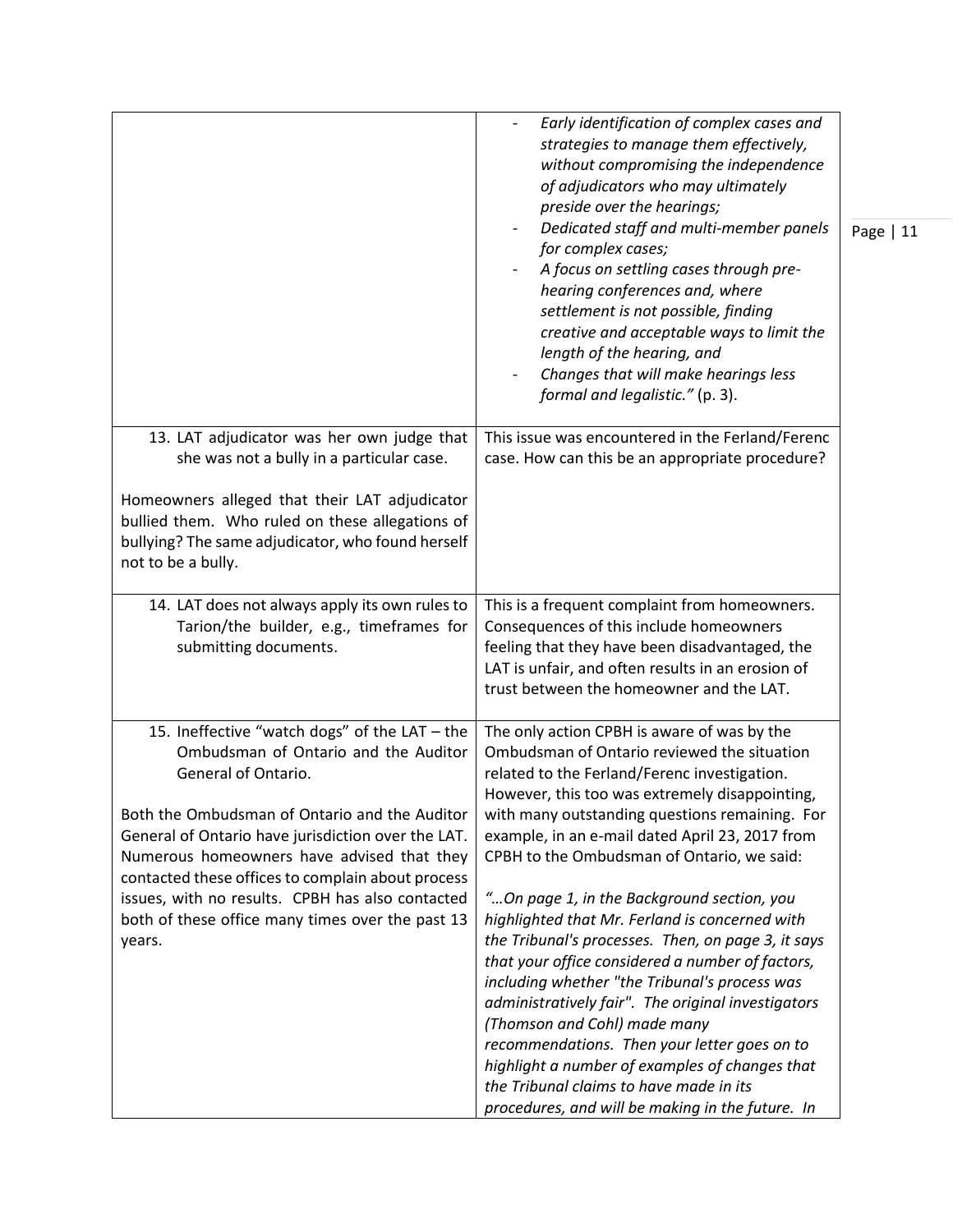| | |
|---|---|
| | - *Early identification of complex cases and strategies to manage them effectively, without compromising the independence of adjudicators who may ultimately preside over the hearings;*<br>- *Dedicated staff and multi-member panels for complex cases;*<br>- *A focus on settling cases through pre-hearing conferences and, where settlement is not possible, finding creative and acceptable ways to limit the length of the hearing, and*<br>- *Changes that will make hearings less formal and legalistic."* (p. 3). |
| 13. LAT adjudicator was her own judge that she was not a bully in a particular case.<br><br>Homeowners alleged that their LAT adjudicator bullied them. Who ruled on these allegations of bullying? The same adjudicator, who found herself not to be a bully. | This issue was encountered in the Ferland/Ferenc case. How can this be an appropriate procedure? |
| 14. LAT does not always apply its own rules to Tarion/the builder, e.g., timeframes for submitting documents. | This is a frequent complaint from homeowners. Consequences of this include homeowners feeling that they have been disadvantaged, the LAT is unfair, and often results in an erosion of trust between the homeowner and the LAT. |
| 15. Ineffective "watch dogs" of the LAT – the Ombudsman of Ontario and the Auditor General of Ontario.<br><br>Both the Ombudsman of Ontario and the Auditor General of Ontario have jurisdiction over the LAT. Numerous homeowners have advised that they contacted these offices to complain about process issues, with no results. CPBH has also contacted both of these office many times over the past 13 years. | The only action CPBH is aware of was by the Ombudsman of Ontario reviewed the situation related to the Ferland/Ferenc investigation. However, this too was extremely disappointing, with many outstanding questions remaining. For example, in an e-mail dated April 23, 2017 from CPBH to the Ombudsman of Ontario, we said:<br><br>*"…On page 1, in the Background section, you highlighted that Mr. Ferland is concerned with the Tribunal's processes. Then, on page 3, it says that your office considered a number of factors, including whether "the Tribunal's process was administratively fair". The original investigators (Thomson and Cohl) made many recommendations. Then your letter goes on to highlight a number of examples of changes that the Tribunal claims to have made in its procedures, and will be making in the future. In* |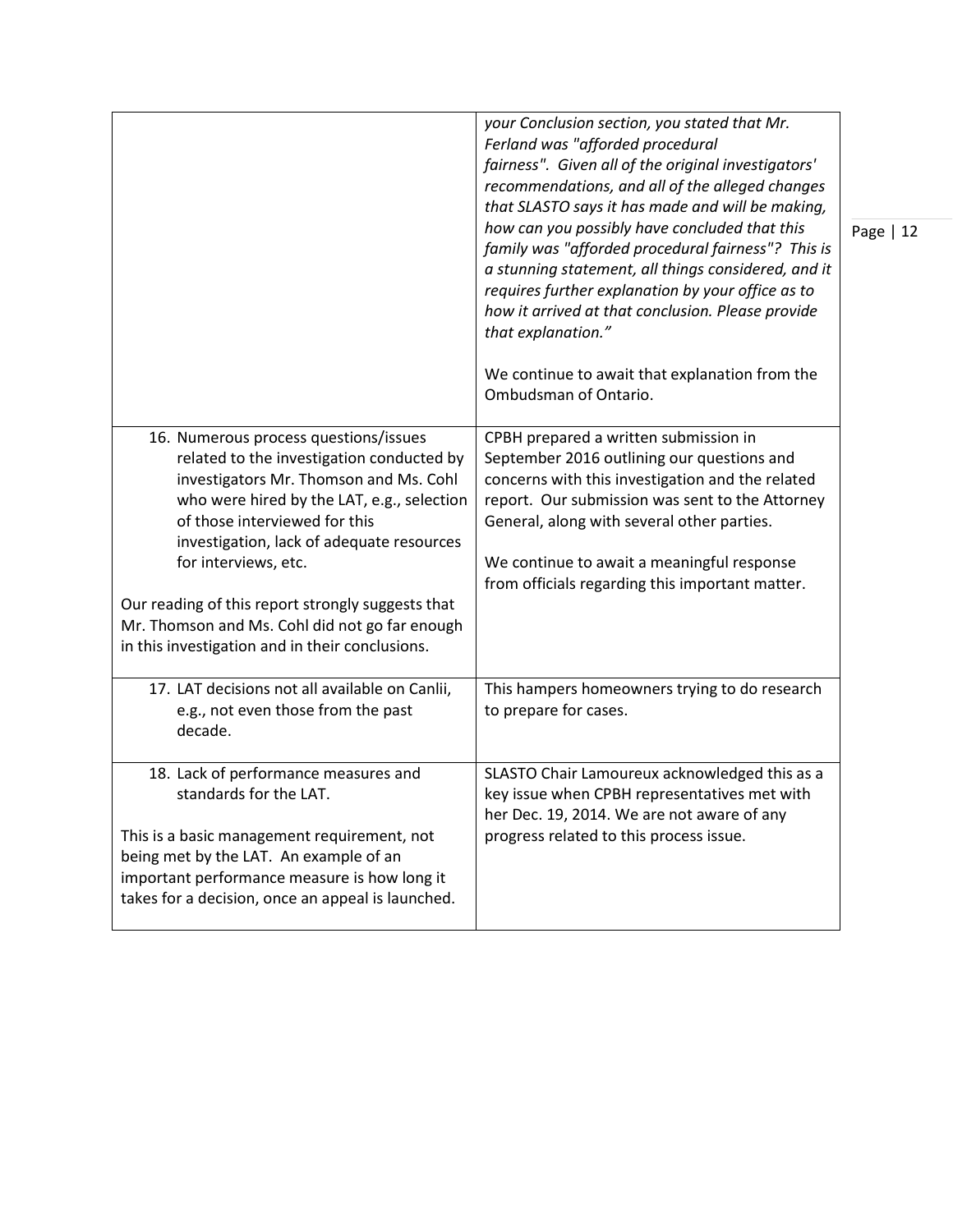| | |
|---|---|
| | *your Conclusion section, you stated that Mr. Ferland was "afforded procedural fairness". Given all of the original investigators' recommendations, and all of the alleged changes that SLASTO says it has made and will be making, how can you possibly have concluded that this family was "afforded procedural fairness"? This is a stunning statement, all things considered, and it requires further explanation by your office as to how it arrived at that conclusion. Please provide that explanation."*<br><br>We continue to await that explanation from the Ombudsman of Ontario. |
| 16. Numerous process questions/issues related to the investigation conducted by investigators Mr. Thomson and Ms. Cohl who were hired by the LAT, e.g., selection of those interviewed for this investigation, lack of adequate resources for interviews, etc.<br><br>Our reading of this report strongly suggests that Mr. Thomson and Ms. Cohl did not go far enough in this investigation and in their conclusions. | CPBH prepared a written submission in September 2016 outlining our questions and concerns with this investigation and the related report. Our submission was sent to the Attorney General, along with several other parties.<br><br>We continue to await a meaningful response from officials regarding this important matter. |
| 17. LAT decisions not all available on Canlii, e.g., not even those from the past decade. | This hampers homeowners trying to do research to prepare for cases. |
| 18. Lack of performance measures and standards for the LAT.<br><br>This is a basic management requirement, not being met by the LAT. An example of an important performance measure is how long it takes for a decision, once an appeal is launched. | SLASTO Chair Lamoureux acknowledged this as a key issue when CPBH representatives met with her Dec. 19, 2014. We are not aware of any progress related to this process issue. |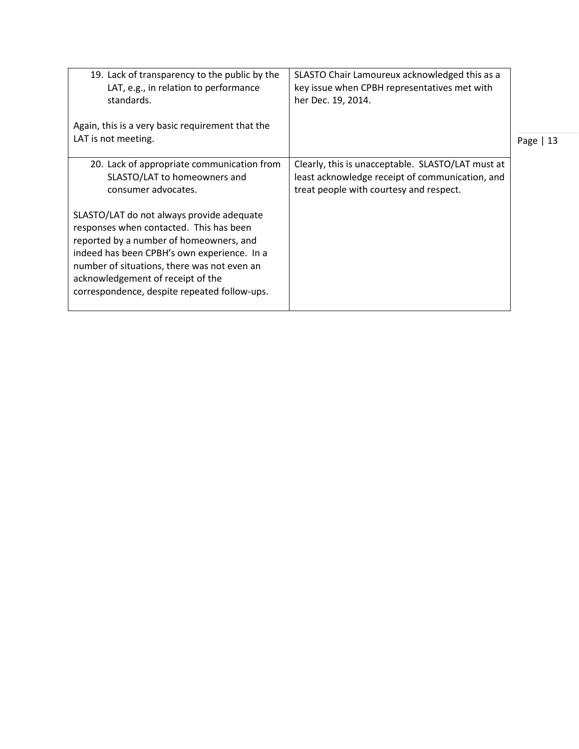| | |
|---|---|
| 19. Lack of transparency to the public by the LAT, e.g., in relation to performance standards.<br><br>Again, this is a very basic requirement that the LAT is not meeting. | SLASTO Chair Lamoureux acknowledged this as a key issue when CPBH representatives met with her Dec. 19, 2014. |
| 20. Lack of appropriate communication from SLASTO/LAT to homeowners and consumer advocates.<br><br>SLASTO/LAT do not always provide adequate responses when contacted. This has been reported by a number of homeowners, and indeed has been CPBH's own experience. In a number of situations, there was not even an acknowledgement of receipt of the correspondence, despite repeated follow-ups. | Clearly, this is unacceptable. SLASTO/LAT must at least acknowledge receipt of communication, and treat people with courtesy and respect. |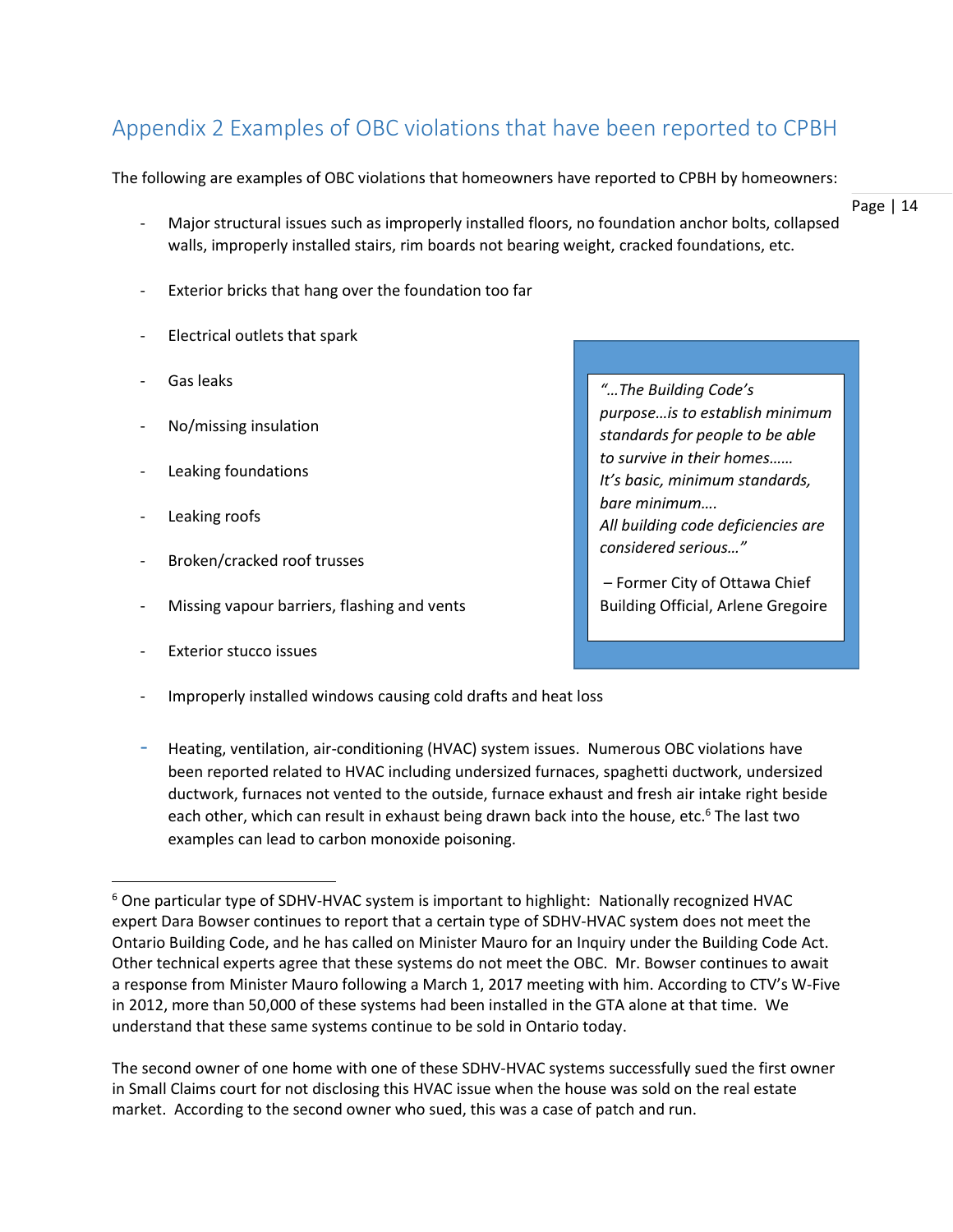## Appendix 2 Examples of OBC violations that have been reported to CPBH

The following are examples of OBC violations that homeowners have reported to CPBH by homeowners:

- Major structural issues such as improperly installed floors, no foundation anchor bolts, collapsed walls, improperly installed stairs, rim boards not bearing weight, cracked foundations, etc.
- Exterior bricks that hang over the foundation too far
- Electrical outlets that spark
- Gas leaks
- No/missing insulation
- Leaking foundations
- Leaking roofs
- Broken/cracked roof trusses
- Missing vapour barriers, flashing and vents
- Exterior stucco issues
- Improperly installed windows causing cold drafts and heat loss
- Heating, ventilation, air-conditioning (HVAC) system issues. Numerous OBC violations have been reported related to HVAC including undersized furnaces, spaghetti ductwork, undersized ductwork, furnaces not vented to the outside, furnace exhaust and fresh air intake right beside each other, which can result in exhaust being drawn back into the house, etc.[6] The last two examples can lead to carbon monoxide poisoning.

> *"…The Building Code's purpose…is to establish minimum standards for people to be able to survive in their homes…… It's basic, minimum standards, bare minimum…. All building code deficiencies are considered serious…"*
>
> – Former City of Ottawa Chief Building Official, Arlene Gregoire

---

[6] One particular type of SDHV-HVAC system is important to highlight: Nationally recognized HVAC expert Dara Bowser continues to report that a certain type of SDHV-HVAC system does not meet the Ontario Building Code, and he has called on Minister Mauro for an Inquiry under the Building Code Act. Other technical experts agree that these systems do not meet the OBC. Mr. Bowser continues to await a response from Minister Mauro following a March 1, 2017 meeting with him. According to CTV's W-Five in 2012, more than 50,000 of these systems had been installed in the GTA alone at that time. We understand that these same systems continue to be sold in Ontario today.

The second owner of one home with one of these SDHV-HVAC systems successfully sued the first owner in Small Claims court for not disclosing this HVAC issue when the house was sold on the real estate market. According to the second owner who sued, this was a case of patch and run.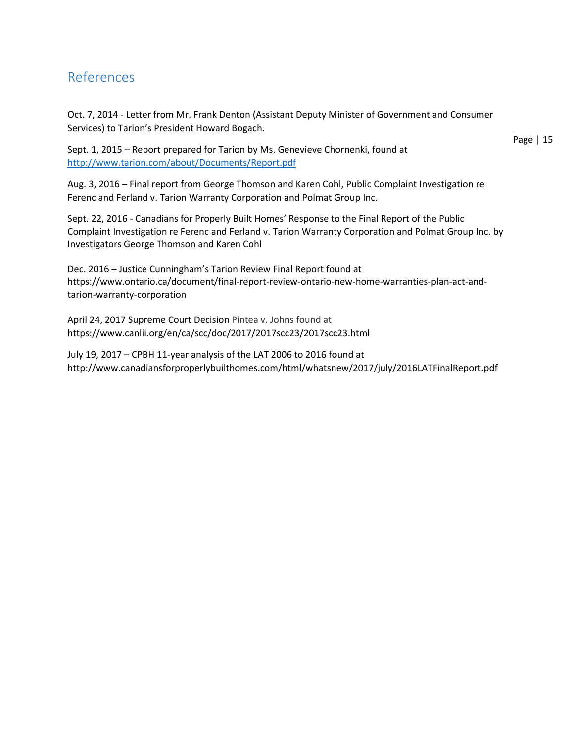## References

Oct. 7, 2014 - Letter from Mr. Frank Denton (Assistant Deputy Minister of Government and Consumer Services) to Tarion's President Howard Bogach.

Sept. 1, 2015 – Report prepared for Tarion by Ms. Genevieve Chornenki, found at http://www.tarion.com/about/Documents/Report.pdf

Aug. 3, 2016 – Final report from George Thomson and Karen Cohl, Public Complaint Investigation re Ferenc and Ferland v. Tarion Warranty Corporation and Polmat Group Inc.

Sept. 22, 2016 - Canadians for Properly Built Homes' Response to the Final Report of the Public Complaint Investigation re Ferenc and Ferland v. Tarion Warranty Corporation and Polmat Group Inc. by Investigators George Thomson and Karen Cohl

Dec. 2016 – Justice Cunningham's Tarion Review Final Report found at https://www.ontario.ca/document/final-report-review-ontario-new-home-warranties-plan-act-and-tarion-warranty-corporation

April 24, 2017 Supreme Court Decision Pintea v. Johns found at https://www.canlii.org/en/ca/scc/doc/2017/2017scc23/2017scc23.html

July 19, 2017 – CPBH 11-year analysis of the LAT 2006 to 2016 found at http://www.canadiansforproperlybuilthomes.com/html/whatsnew/2017/july/2016LATFinalReport.pdf